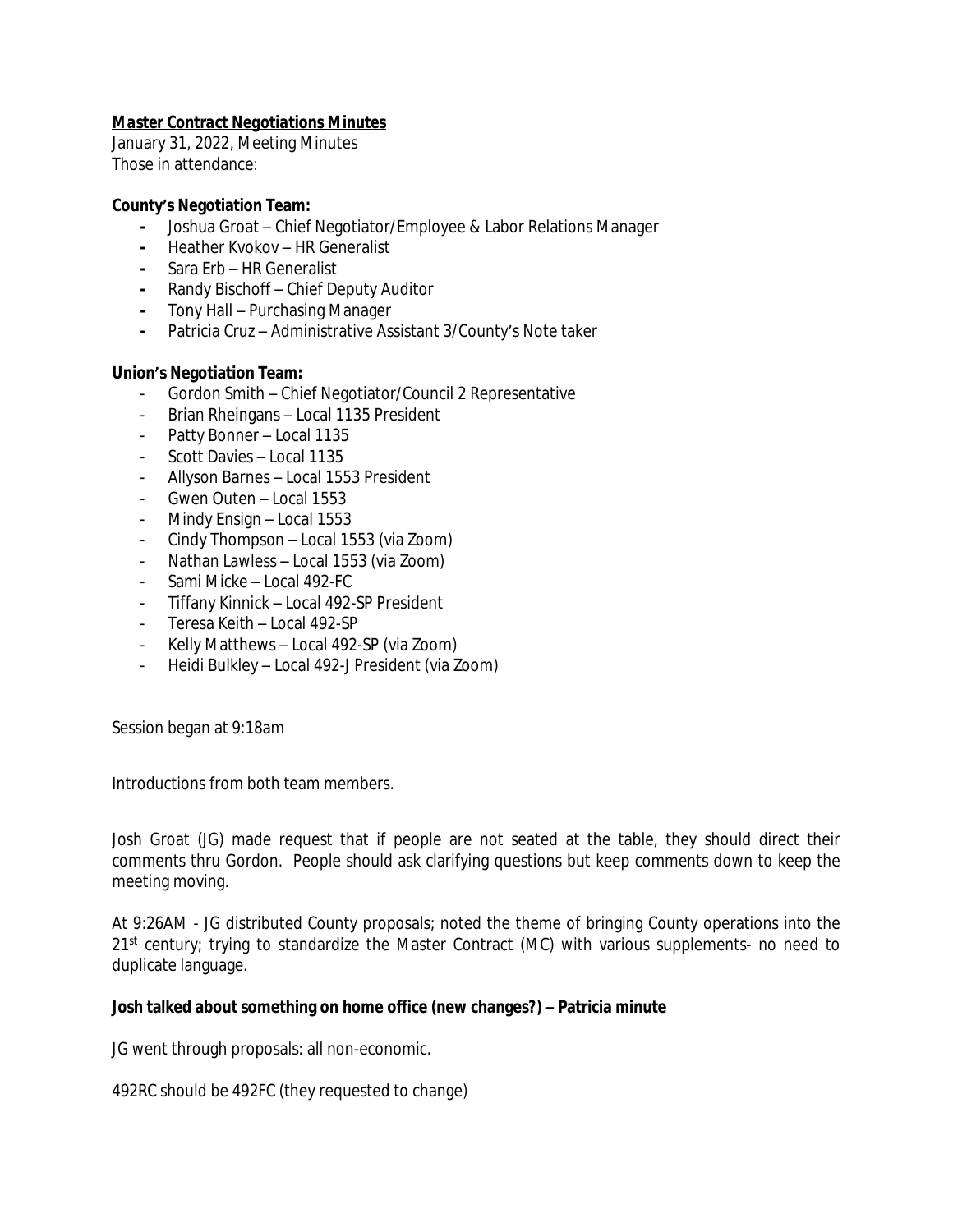**Master Contract Negotiations Minutes**

January 31, 2022, Meeting Minutes
Those in attendance:

**County's Negotiation Team:**

- Joshua Groat – Chief Negotiator/Employee & Labor Relations Manager
- Heather Kvokov – HR Generalist
- Sara Erb – HR Generalist
- Randy Bischoff – Chief Deputy Auditor
- Tony Hall – Purchasing Manager
- Patricia Cruz – Administrative Assistant 3/County's Note taker

**Union's Negotiation Team:**

- Gordon Smith – Chief Negotiator/Council 2 Representative
- Brian Rheingans – Local 1135 President
- Patty Bonner – Local 1135
- Scott Davies – Local 1135
- Allyson Barnes – Local 1553 President
- Gwen Outen – Local 1553
- Mindy Ensign – Local 1553
- Cindy Thompson – Local 1553 (via Zoom)
- Nathan Lawless – Local 1553 (via Zoom)
- Sami Micke – Local 492-FC
- Tiffany Kinnick – Local 492-SP President
- Teresa Keith – Local 492-SP
- Kelly Matthews – Local 492-SP (via Zoom)
- Heidi Bulkley – Local 492-J President (via Zoom)

Session began at 9:18am

Introductions from both team members.

Josh Groat (JG) made request that if people are not seated at the table, they should direct their comments thru Gordon. People should ask clarifying questions but keep comments down to keep the meeting moving.

At 9:26AM - JG distributed County proposals; noted the theme of bringing County operations into the 21st century; trying to standardize the Master Contract (MC) with various supplements- no need to duplicate language.

**Josh talked about something on home office (new changes?) – Patricia minute**

JG went through proposals: all non-economic.

492RC should be 492FC (they requested to change)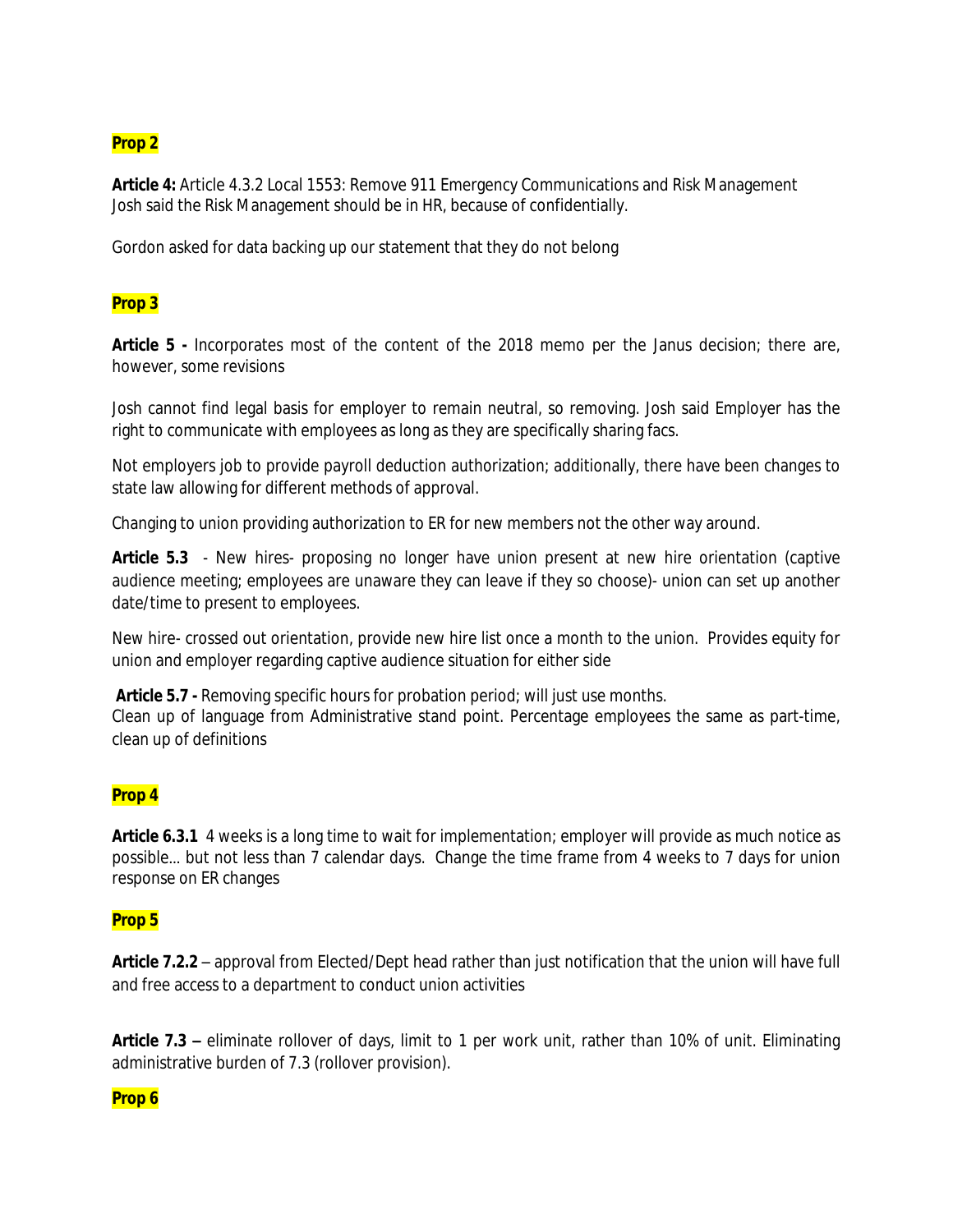**Prop 2**

**Article 4:** Article 4.3.2 Local 1553: Remove 911 Emergency Communications and Risk Management Josh said the Risk Management should be in HR, because of confidentially.

Gordon asked for data backing up our statement that they do not belong

**Prop 3**

**Article 5 -** Incorporates most of the content of the 2018 memo per the Janus decision; there are, however, some revisions

Josh cannot find legal basis for employer to remain neutral, so removing. Josh said Employer has the right to communicate with employees as long as they are specifically sharing facs.

Not employers job to provide payroll deduction authorization; additionally, there have been changes to state law allowing for different methods of approval.

Changing to union providing authorization to ER for new members not the other way around.

**Article 5.3** - New hires- proposing no longer have union present at new hire orientation (captive audience meeting; employees are unaware they can leave if they so choose)- union can set up another date/time to present to employees.

New hire- crossed out orientation, provide new hire list once a month to the union. Provides equity for union and employer regarding captive audience situation for either side

**Article 5.7 -** Removing specific hours for probation period; will just use months.
Clean up of language from Administrative stand point. Percentage employees the same as part-time, clean up of definitions

**Prop 4**

**Article 6.3.1** 4 weeks is a long time to wait for implementation; employer will provide as much notice as possible… but not less than 7 calendar days. Change the time frame from 4 weeks to 7 days for union response on ER changes

**Prop 5**

**Article 7.2.2** – approval from Elected/Dept head rather than just notification that the union will have full and free access to a department to conduct union activities

**Article 7.3 –** eliminate rollover of days, limit to 1 per work unit, rather than 10% of unit. Eliminating administrative burden of 7.3 (rollover provision).

**Prop 6**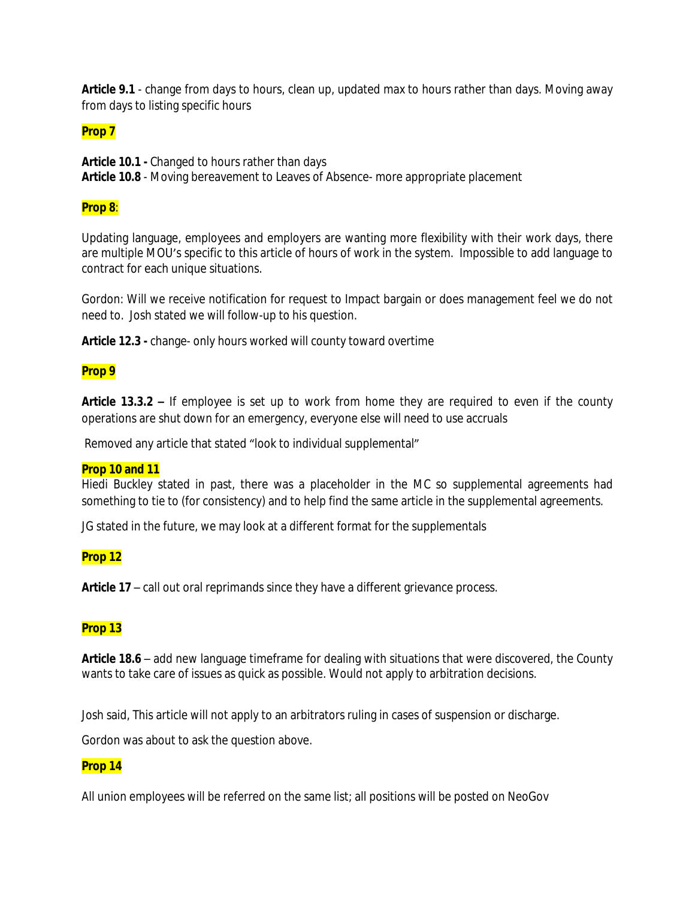**Article 9.1** - change from days to hours, clean up, updated max to hours rather than days. Moving away from days to listing specific hours

**Prop 7**

**Article 10.1 -** Changed to hours rather than days
**Article 10.8** - Moving bereavement to Leaves of Absence- more appropriate placement

**Prop 8**:

Updating language, employees and employers are wanting more flexibility with their work days, there are multiple MOU's specific to this article of hours of work in the system. Impossible to add language to contract for each unique situations.

Gordon: Will we receive notification for request to Impact bargain or does management feel we do not need to. Josh stated we will follow-up to his question.

**Article 12.3 -** change- only hours worked will county toward overtime

**Prop 9**

**Article 13.3.2 –** If employee is set up to work from home they are required to even if the county operations are shut down for an emergency, everyone else will need to use accruals

Removed any article that stated "look to individual supplemental"

**Prop 10 and 11**

Hiedi Buckley stated in past, there was a placeholder in the MC so supplemental agreements had something to tie to (for consistency) and to help find the same article in the supplemental agreements.

JG stated in the future, we may look at a different format for the supplementals

**Prop 12**

**Article 17** – call out oral reprimands since they have a different grievance process.

**Prop 13**

**Article 18.6** – add new language timeframe for dealing with situations that were discovered, the County wants to take care of issues as quick as possible. Would not apply to arbitration decisions.

Josh said, This article will not apply to an arbitrators ruling in cases of suspension or discharge.

Gordon was about to ask the question above.

**Prop 14**

All union employees will be referred on the same list; all positions will be posted on NeoGov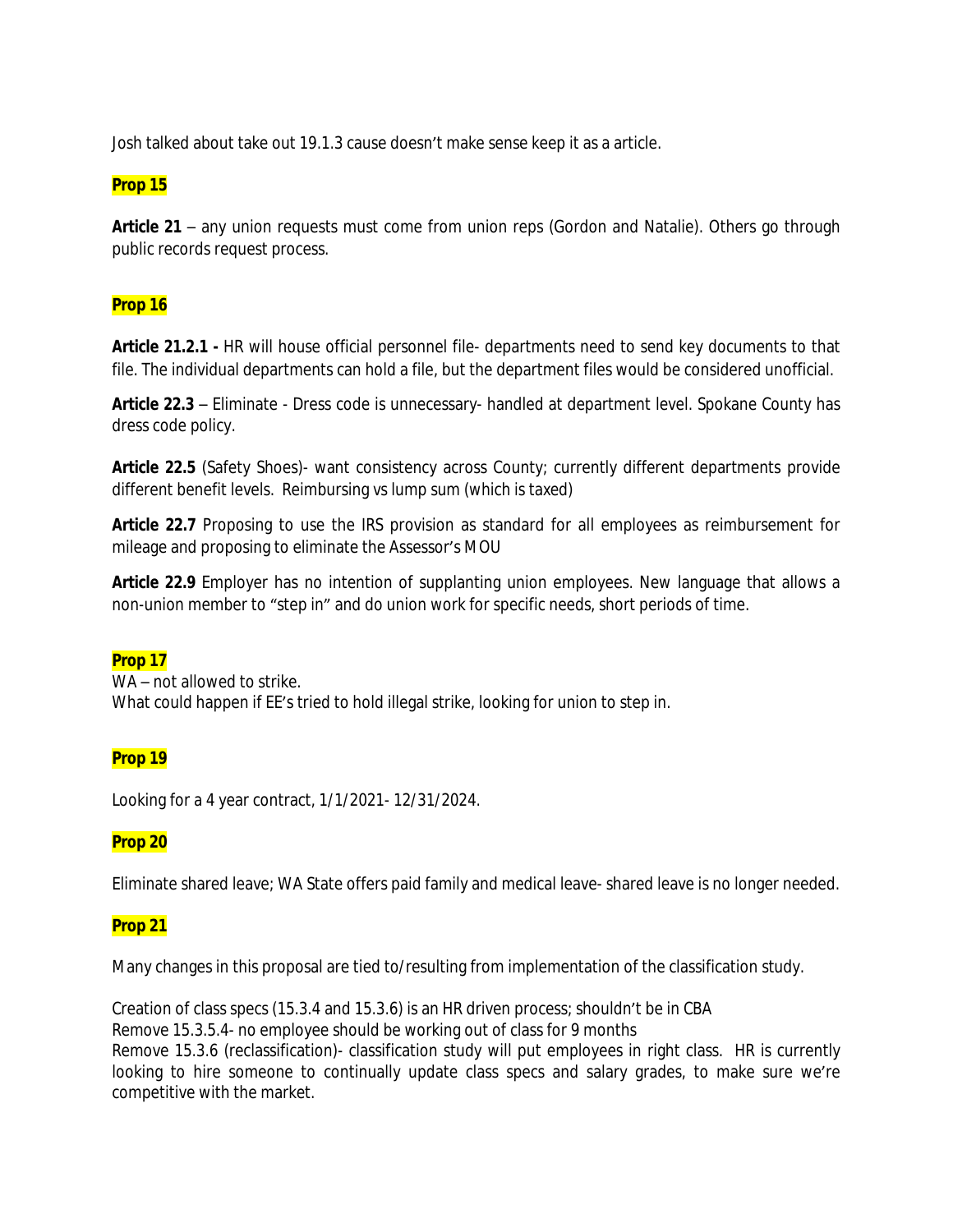Josh talked about take out 19.1.3 cause doesn't make sense keep it as a article.

**Prop 15**

**Article 21** – any union requests must come from union reps (Gordon and Natalie). Others go through public records request process.

**Prop 16**

**Article 21.2.1 -** HR will house official personnel file- departments need to send key documents to that file. The individual departments can hold a file, but the department files would be considered unofficial.

**Article 22.3** – Eliminate - Dress code is unnecessary- handled at department level. Spokane County has dress code policy.

**Article 22.5** (Safety Shoes)- want consistency across County; currently different departments provide different benefit levels. Reimbursing vs lump sum (which is taxed)

**Article 22.7** Proposing to use the IRS provision as standard for all employees as reimbursement for mileage and proposing to eliminate the Assessor's MOU

**Article 22.9** Employer has no intention of supplanting union employees. New language that allows a non-union member to "step in" and do union work for specific needs, short periods of time.

**Prop 17**

WA – not allowed to strike.
What could happen if EE's tried to hold illegal strike, looking for union to step in.

**Prop 19**

Looking for a 4 year contract, 1/1/2021- 12/31/2024.

**Prop 20**

Eliminate shared leave; WA State offers paid family and medical leave- shared leave is no longer needed.

**Prop 21**

Many changes in this proposal are tied to/resulting from implementation of the classification study.

Creation of class specs (15.3.4 and 15.3.6) is an HR driven process; shouldn't be in CBA
Remove 15.3.5.4- no employee should be working out of class for 9 months
Remove 15.3.6 (reclassification)- classification study will put employees in right class. HR is currently looking to hire someone to continually update class specs and salary grades, to make sure we're competitive with the market.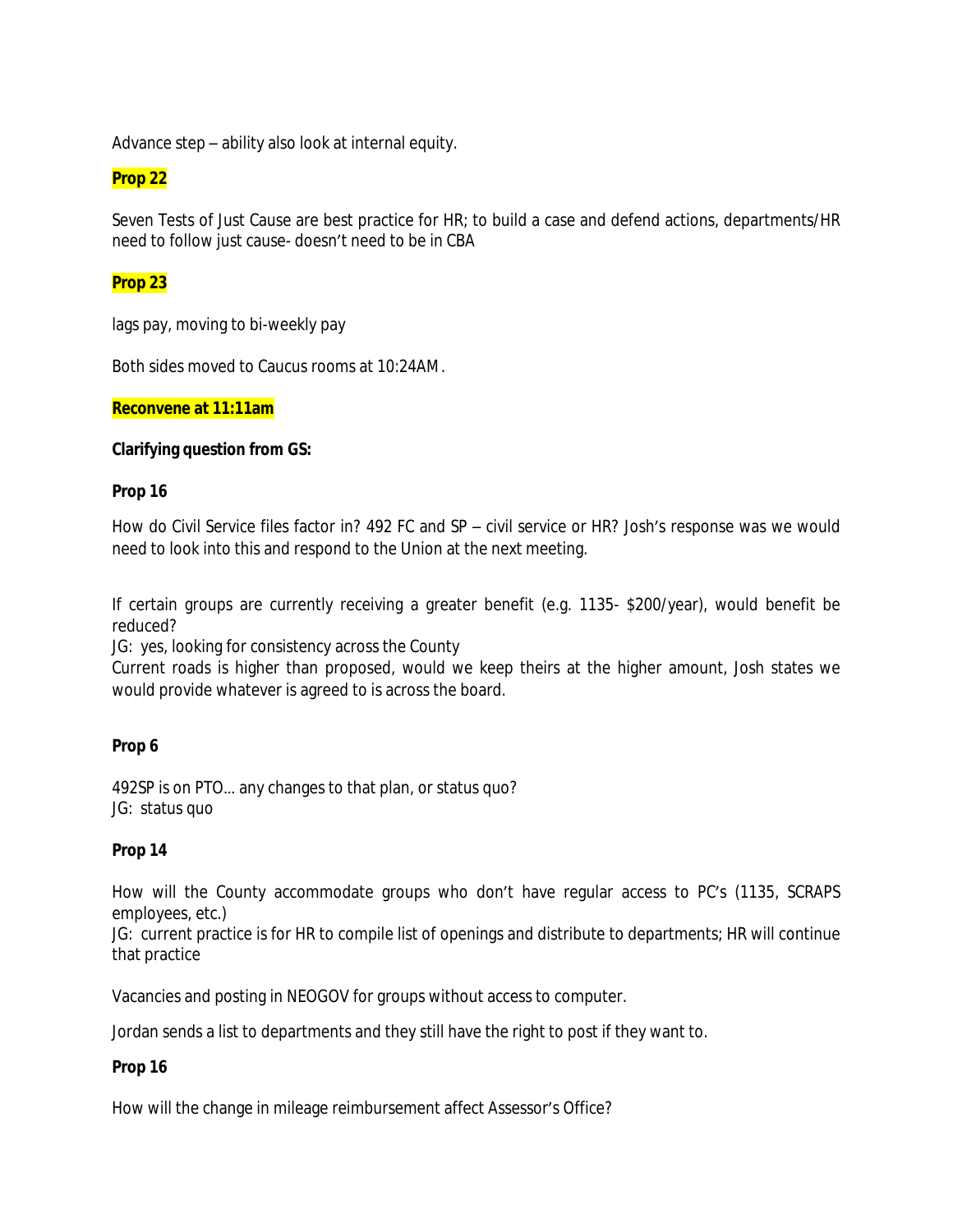Advance step – ability also look at internal equity.

**Prop 22**

Seven Tests of Just Cause are best practice for HR; to build a case and defend actions, departments/HR need to follow just cause- doesn't need to be in CBA

**Prop 23**

lags pay, moving to bi-weekly pay

Both sides moved to Caucus rooms at 10:24AM.

**Reconvene at 11:11am**

**Clarifying question from GS:**

**Prop 16**

How do Civil Service files factor in? 492 FC and SP – civil service or HR? Josh's response was we would need to look into this and respond to the Union at the next meeting.

If certain groups are currently receiving a greater benefit (e.g. 1135- $200/year), would benefit be reduced?
JG: yes, looking for consistency across the County
Current roads is higher than proposed, would we keep theirs at the higher amount, Josh states we would provide whatever is agreed to is across the board.

**Prop 6**

492SP is on PTO… any changes to that plan, or status quo?
JG: status quo

**Prop 14**

How will the County accommodate groups who don't have regular access to PC's (1135, SCRAPS employees, etc.)
JG: current practice is for HR to compile list of openings and distribute to departments; HR will continue that practice

Vacancies and posting in NEOGOV for groups without access to computer.

Jordan sends a list to departments and they still have the right to post if they want to.

**Prop 16**

How will the change in mileage reimbursement affect Assessor's Office?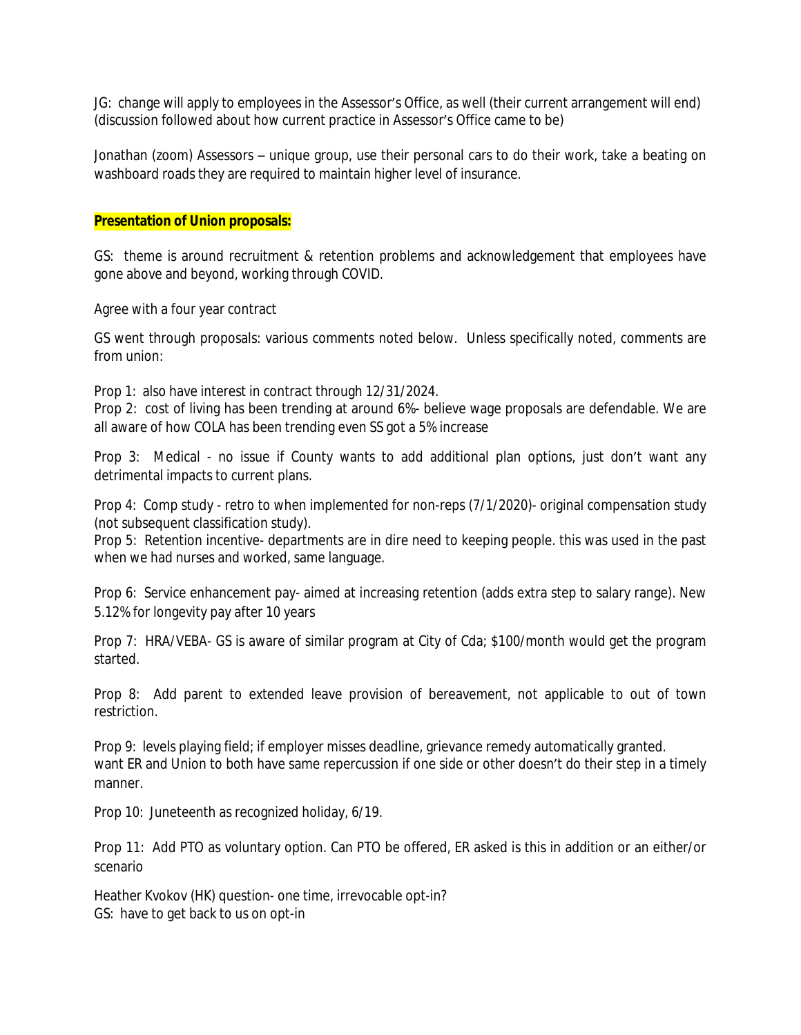JG: change will apply to employees in the Assessor's Office, as well (their current arrangement will end) (discussion followed about how current practice in Assessor's Office came to be)

Jonathan (zoom) Assessors – unique group, use their personal cars to do their work, take a beating on washboard roads they are required to maintain higher level of insurance.

**Presentation of Union proposals:**

GS: theme is around recruitment & retention problems and acknowledgement that employees have gone above and beyond, working through COVID.

Agree with a four year contract

GS went through proposals: various comments noted below. Unless specifically noted, comments are from union:

Prop 1: also have interest in contract through 12/31/2024.
Prop 2: cost of living has been trending at around 6%- believe wage proposals are defendable. We are all aware of how COLA has been trending even SS got a 5% increase

Prop 3: Medical - no issue if County wants to add additional plan options, just don't want any detrimental impacts to current plans.

Prop 4: Comp study - retro to when implemented for non-reps (7/1/2020)- original compensation study (not subsequent classification study).
Prop 5: Retention incentive- departments are in dire need to keeping people. this was used in the past when we had nurses and worked, same language.

Prop 6: Service enhancement pay- aimed at increasing retention (adds extra step to salary range). New 5.12% for longevity pay after 10 years

Prop 7: HRA/VEBA- GS is aware of similar program at City of Cda; $100/month would get the program started.

Prop 8: Add parent to extended leave provision of bereavement, not applicable to out of town restriction.

Prop 9: levels playing field; if employer misses deadline, grievance remedy automatically granted.
want ER and Union to both have same repercussion if one side or other doesn't do their step in a timely manner.

Prop 10: Juneteenth as recognized holiday, 6/19.

Prop 11: Add PTO as voluntary option. Can PTO be offered, ER asked is this in addition or an either/or scenario

Heather Kvokov (HK) question- one time, irrevocable opt-in?
GS: have to get back to us on opt-in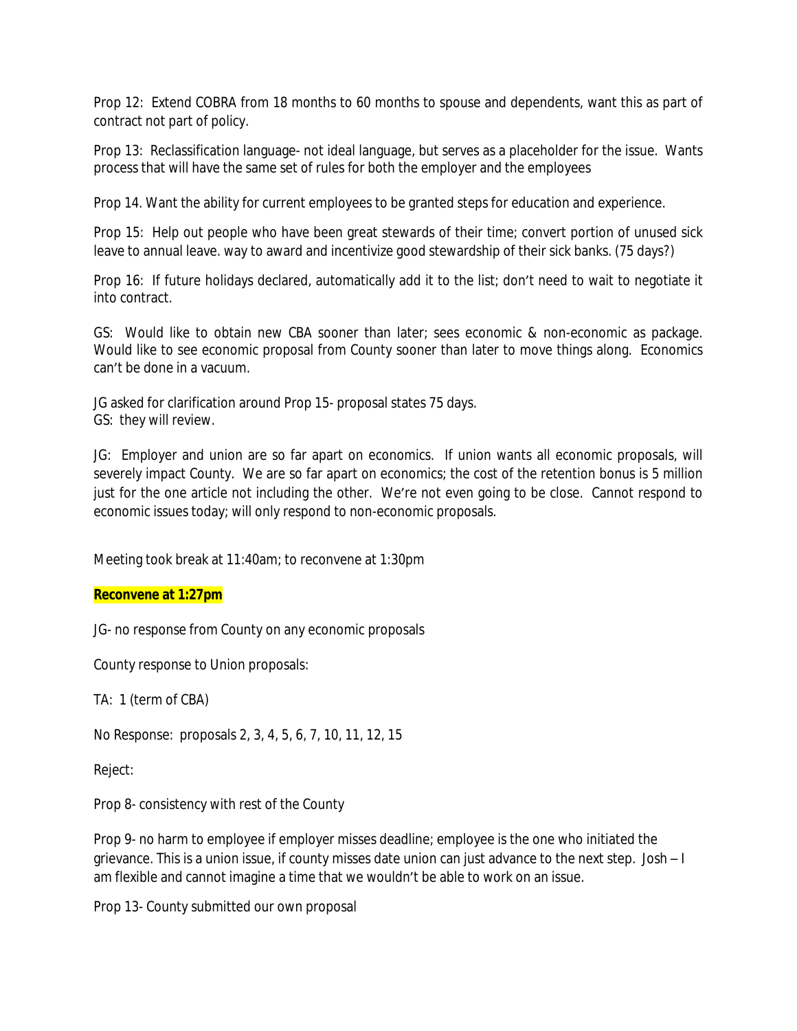Prop 12: Extend COBRA from 18 months to 60 months to spouse and dependents, want this as part of contract not part of policy.

Prop 13: Reclassification language- not ideal language, but serves as a placeholder for the issue. Wants process that will have the same set of rules for both the employer and the employees

Prop 14. Want the ability for current employees to be granted steps for education and experience.

Prop 15: Help out people who have been great stewards of their time; convert portion of unused sick leave to annual leave. way to award and incentivize good stewardship of their sick banks. (75 days?)

Prop 16: If future holidays declared, automatically add it to the list; don't need to wait to negotiate it into contract.

GS: Would like to obtain new CBA sooner than later; sees economic & non-economic as package. Would like to see economic proposal from County sooner than later to move things along. Economics can't be done in a vacuum.

JG asked for clarification around Prop 15- proposal states 75 days.
GS: they will review.

JG: Employer and union are so far apart on economics. If union wants all economic proposals, will severely impact County. We are so far apart on economics; the cost of the retention bonus is 5 million just for the one article not including the other. We're not even going to be close. Cannot respond to economic issues today; will only respond to non-economic proposals.

Meeting took break at 11:40am; to reconvene at 1:30pm

**Reconvene at 1:27pm**

JG- no response from County on any economic proposals

County response to Union proposals:

TA: 1 (term of CBA)

No Response: proposals 2, 3, 4, 5, 6, 7, 10, 11, 12, 15

Reject:

Prop 8- consistency with rest of the County

Prop 9- no harm to employee if employer misses deadline; employee is the one who initiated the grievance. This is a union issue, if county misses date union can just advance to the next step. Josh – I am flexible and cannot imagine a time that we wouldn't be able to work on an issue.

Prop 13- County submitted our own proposal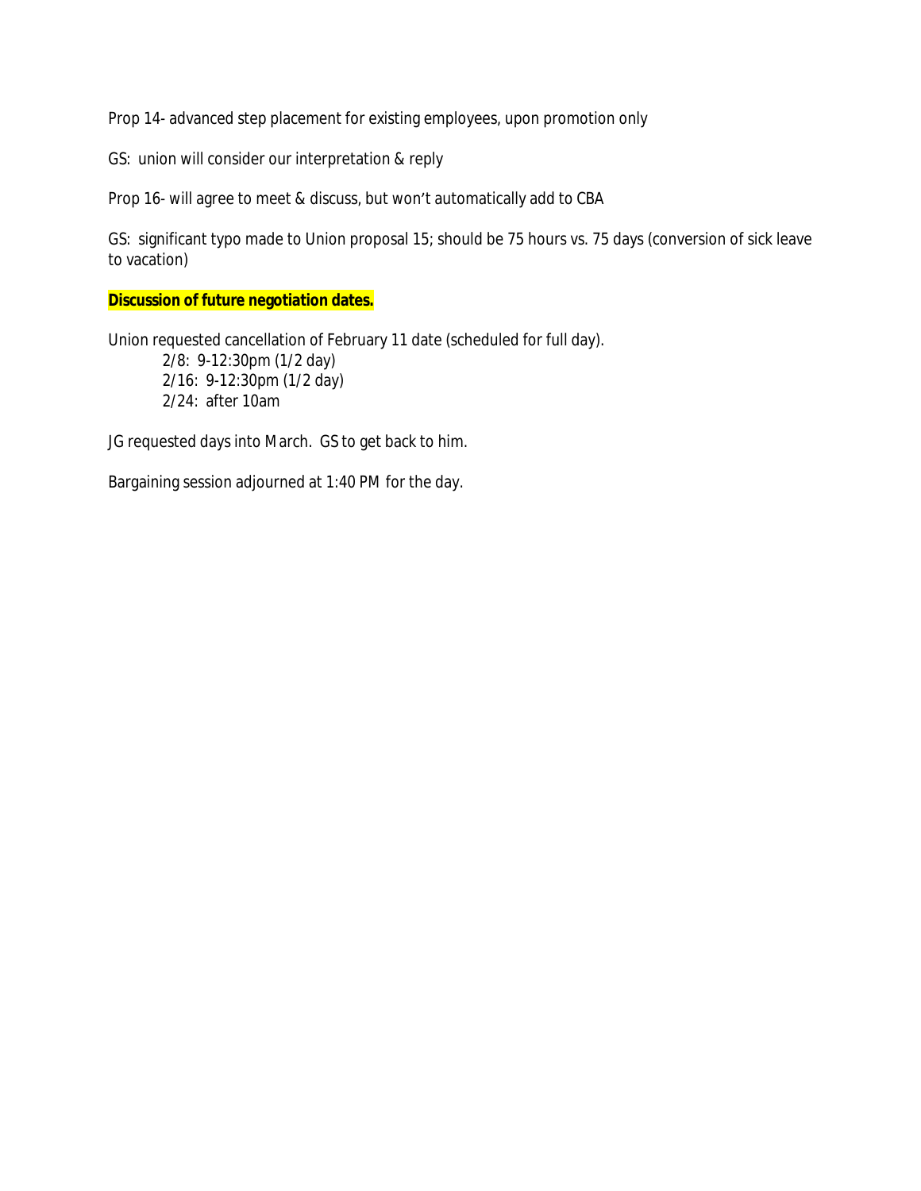Prop 14- advanced step placement for existing employees, upon promotion only

GS: union will consider our interpretation & reply

Prop 16- will agree to meet & discuss, but won't automatically add to CBA

GS: significant typo made to Union proposal 15; should be 75 hours vs. 75 days (conversion of sick leave to vacation)

**Discussion of future negotiation dates.**

Union requested cancellation of February 11 date (scheduled for full day).

- 2/8: 9-12:30pm (1/2 day)
- 2/16: 9-12:30pm (1/2 day)
- 2/24: after 10am

JG requested days into March. GS to get back to him.

Bargaining session adjourned at 1:40 PM for the day.